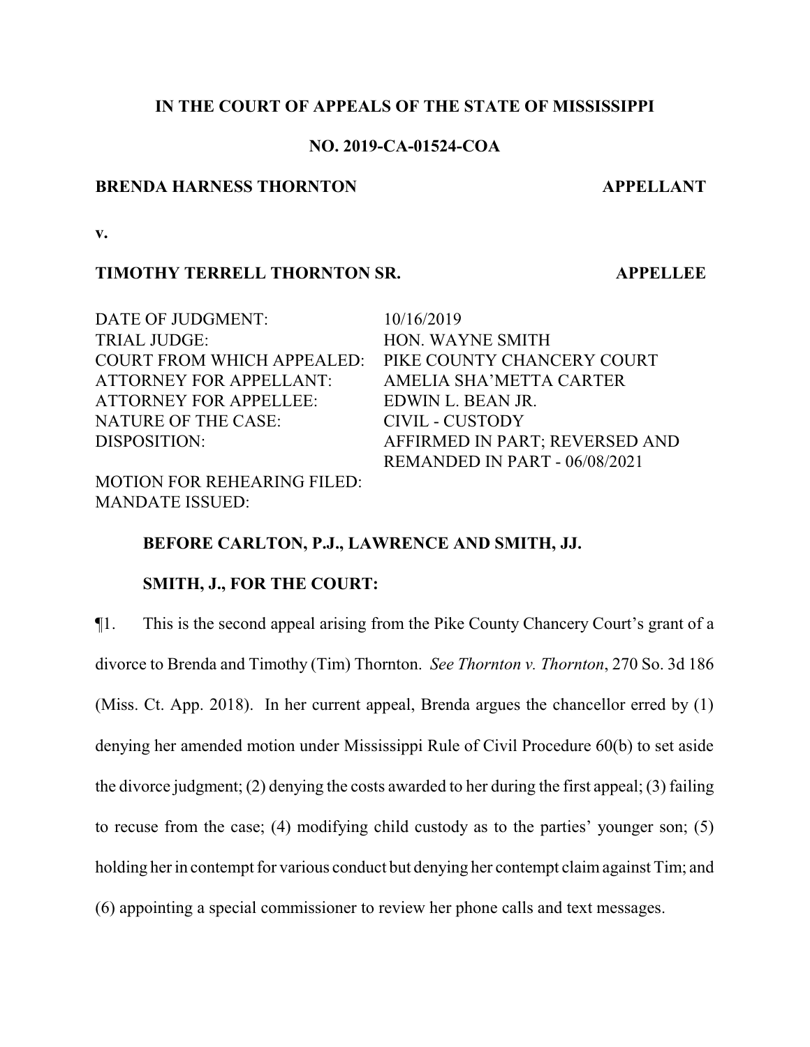**IN THE COURT OF APPEALS OF THE STATE OF MISSISSIPPI**

**NO. 2019-CA-01524-COA**

**BRENDA HARNESS THORNTON** **APPELLANT**

**v.**

**TIMOTHY TERRELL THORNTON SR.** **APPELLEE**

| | |
|---|---|
| DATE OF JUDGMENT: | 10/16/2019 |
| TRIAL JUDGE: | HON. WAYNE SMITH |
| COURT FROM WHICH APPEALED: | PIKE COUNTY CHANCERY COURT |
| ATTORNEY FOR APPELLANT: | AMELIA SHA'METTA CARTER |
| ATTORNEY FOR APPELLEE: | EDWIN L. BEAN JR. |
| NATURE OF THE CASE: | CIVIL - CUSTODY |
| DISPOSITION: | AFFIRMED IN PART; REVERSED AND REMANDED IN PART - 06/08/2021 |
| MOTION FOR REHEARING FILED: | |
| MANDATE ISSUED: | |

**BEFORE CARLTON, P.J., LAWRENCE AND SMITH, JJ.**

**SMITH, J., FOR THE COURT:**

¶1. This is the second appeal arising from the Pike County Chancery Court's grant of a divorce to Brenda and Timothy (Tim) Thornton. *See Thornton v. Thornton*, 270 So. 3d 186 (Miss. Ct. App. 2018). In her current appeal, Brenda argues the chancellor erred by (1) denying her amended motion under Mississippi Rule of Civil Procedure 60(b) to set aside the divorce judgment; (2) denying the costs awarded to her during the first appeal; (3) failing to recuse from the case; (4) modifying child custody as to the parties' younger son; (5) holding her in contempt for various conduct but denying her contempt claim against Tim; and (6) appointing a special commissioner to review her phone calls and text messages.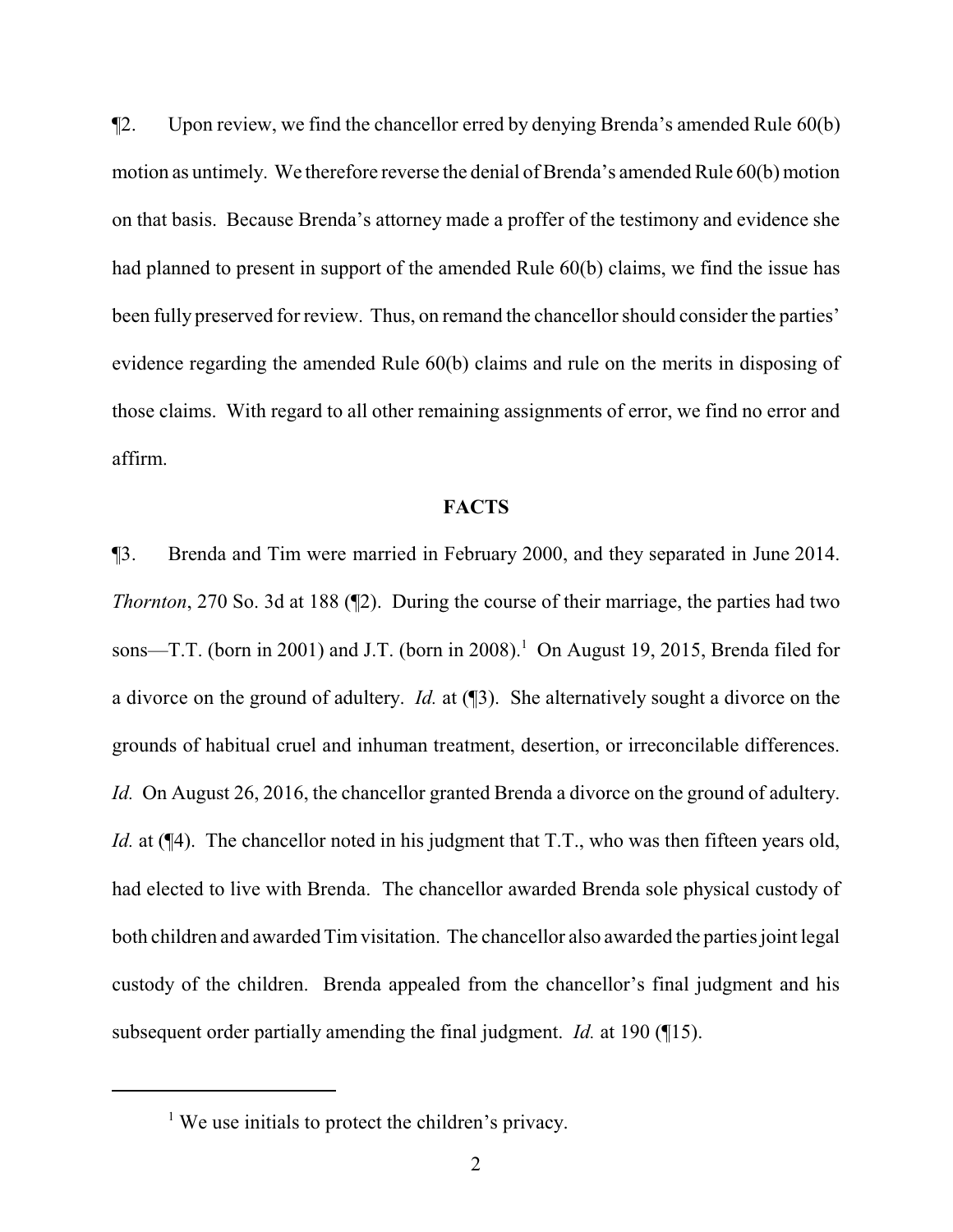¶2. Upon review, we find the chancellor erred by denying Brenda's amended Rule 60(b) motion as untimely. We therefore reverse the denial of Brenda's amended Rule 60(b) motion on that basis. Because Brenda's attorney made a proffer of the testimony and evidence she had planned to present in support of the amended Rule 60(b) claims, we find the issue has been fully preserved for review. Thus, on remand the chancellor should consider the parties' evidence regarding the amended Rule 60(b) claims and rule on the merits in disposing of those claims. With regard to all other remaining assignments of error, we find no error and affirm.

## FACTS

¶3. Brenda and Tim were married in February 2000, and they separated in June 2014. *Thornton*, 270 So. 3d at 188 (¶2). During the course of their marriage, the parties had two sons—T.T. (born in 2001) and J.T. (born in 2008).[1] On August 19, 2015, Brenda filed for a divorce on the ground of adultery. *Id.* at (¶3). She alternatively sought a divorce on the grounds of habitual cruel and inhuman treatment, desertion, or irreconcilable differences. *Id.* On August 26, 2016, the chancellor granted Brenda a divorce on the ground of adultery. *Id.* at (¶4). The chancellor noted in his judgment that T.T., who was then fifteen years old, had elected to live with Brenda. The chancellor awarded Brenda sole physical custody of both children and awarded Tim visitation. The chancellor also awarded the parties joint legal custody of the children. Brenda appealed from the chancellor's final judgment and his subsequent order partially amending the final judgment. *Id.* at 190 (¶15).

[1] We use initials to protect the children's privacy.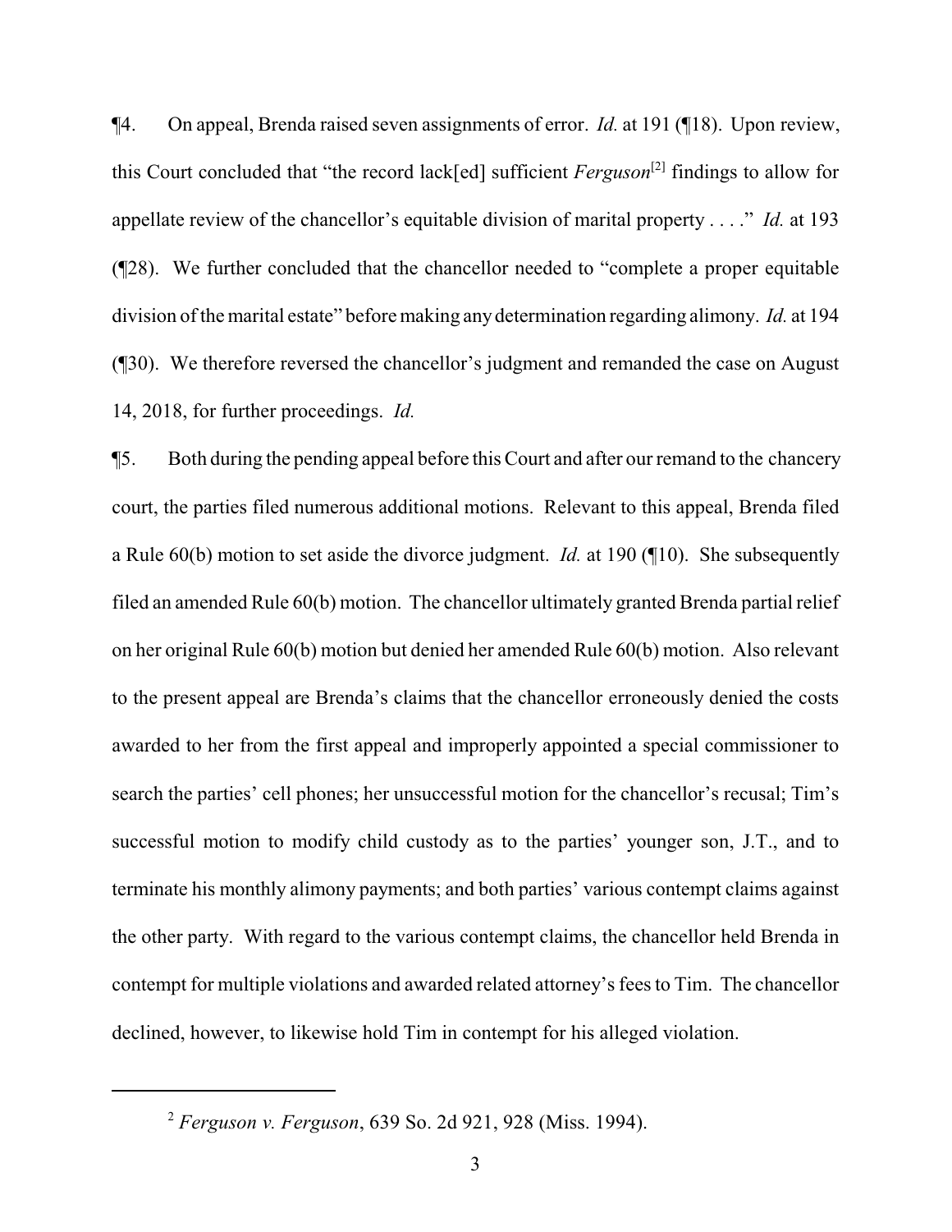¶4. On appeal, Brenda raised seven assignments of error. *Id.* at 191 (¶18). Upon review, this Court concluded that "the record lack[ed] sufficient *Ferguson*[2] findings to allow for appellate review of the chancellor's equitable division of marital property . . . ." *Id.* at 193 (¶28). We further concluded that the chancellor needed to "complete a proper equitable division of the marital estate" before making any determination regarding alimony. *Id.* at 194 (¶30). We therefore reversed the chancellor's judgment and remanded the case on August 14, 2018, for further proceedings. *Id.*

¶5. Both during the pending appeal before this Court and after our remand to the chancery court, the parties filed numerous additional motions. Relevant to this appeal, Brenda filed a Rule 60(b) motion to set aside the divorce judgment. *Id.* at 190 (¶10). She subsequently filed an amended Rule 60(b) motion. The chancellor ultimately granted Brenda partial relief on her original Rule 60(b) motion but denied her amended Rule 60(b) motion. Also relevant to the present appeal are Brenda's claims that the chancellor erroneously denied the costs awarded to her from the first appeal and improperly appointed a special commissioner to search the parties' cell phones; her unsuccessful motion for the chancellor's recusal; Tim's successful motion to modify child custody as to the parties' younger son, J.T., and to terminate his monthly alimony payments; and both parties' various contempt claims against the other party. With regard to the various contempt claims, the chancellor held Brenda in contempt for multiple violations and awarded related attorney's fees to Tim. The chancellor declined, however, to likewise hold Tim in contempt for his alleged violation.

---

[2] *Ferguson v. Ferguson*, 639 So. 2d 921, 928 (Miss. 1994).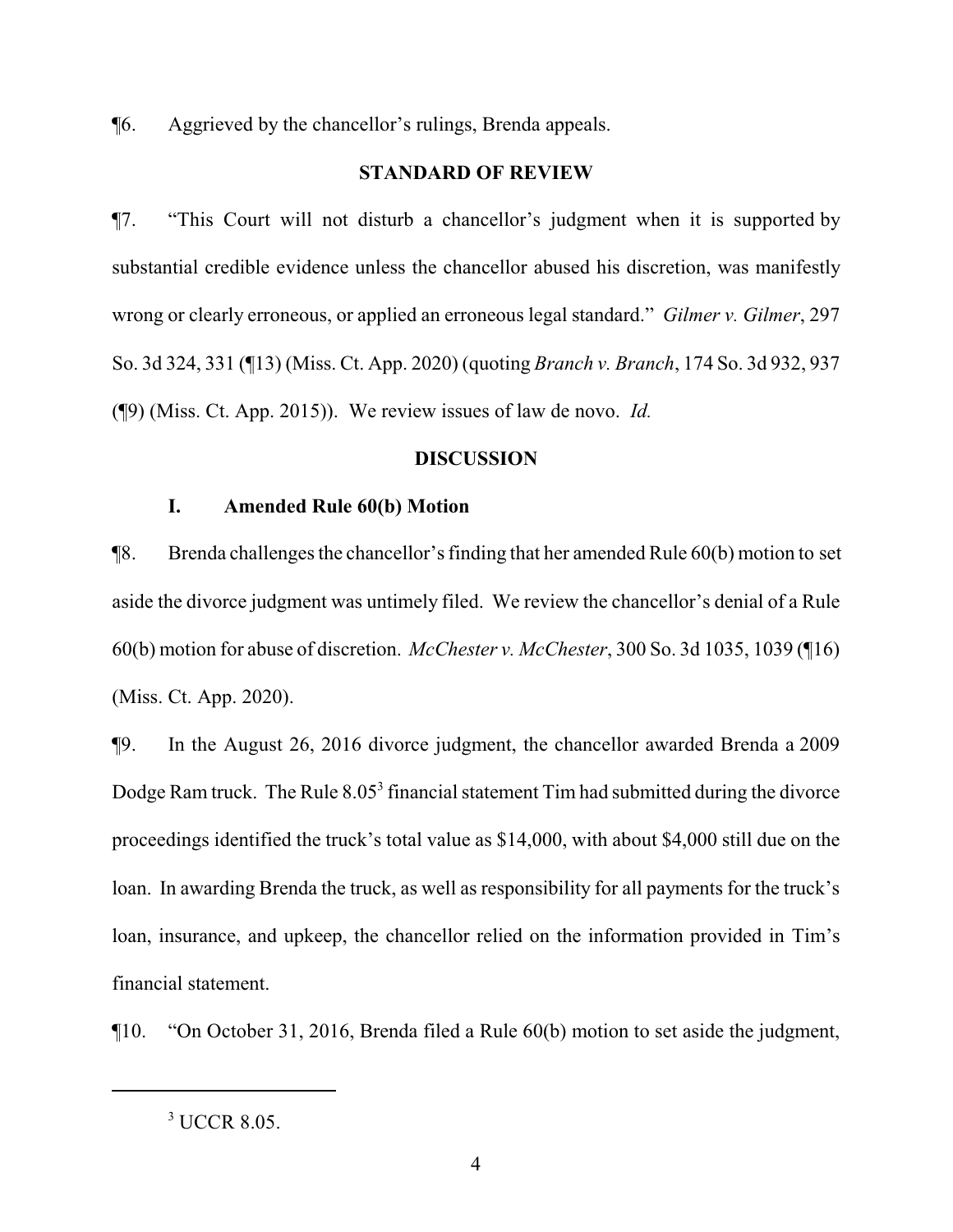¶6. Aggrieved by the chancellor's rulings, Brenda appeals.

## STANDARD OF REVIEW

¶7. "This Court will not disturb a chancellor's judgment when it is supported by substantial credible evidence unless the chancellor abused his discretion, was manifestly wrong or clearly erroneous, or applied an erroneous legal standard." *Gilmer v. Gilmer*, 297 So. 3d 324, 331 (¶13) (Miss. Ct. App. 2020) (quoting *Branch v. Branch*, 174 So. 3d 932, 937 (¶9) (Miss. Ct. App. 2015)). We review issues of law de novo. *Id.*

## DISCUSSION

### I. Amended Rule 60(b) Motion

¶8. Brenda challenges the chancellor's finding that her amended Rule 60(b) motion to set aside the divorce judgment was untimely filed. We review the chancellor's denial of a Rule 60(b) motion for abuse of discretion. *McChester v. McChester*, 300 So. 3d 1035, 1039 (¶16) (Miss. Ct. App. 2020).

¶9. In the August 26, 2016 divorce judgment, the chancellor awarded Brenda a 2009 Dodge Ram truck. The Rule 8.05[3] financial statement Tim had submitted during the divorce proceedings identified the truck's total value as $14,000, with about $4,000 still due on the loan. In awarding Brenda the truck, as well as responsibility for all payments for the truck's loan, insurance, and upkeep, the chancellor relied on the information provided in Tim's financial statement.

¶10. "On October 31, 2016, Brenda filed a Rule 60(b) motion to set aside the judgment,

---

[3] UCCR 8.05.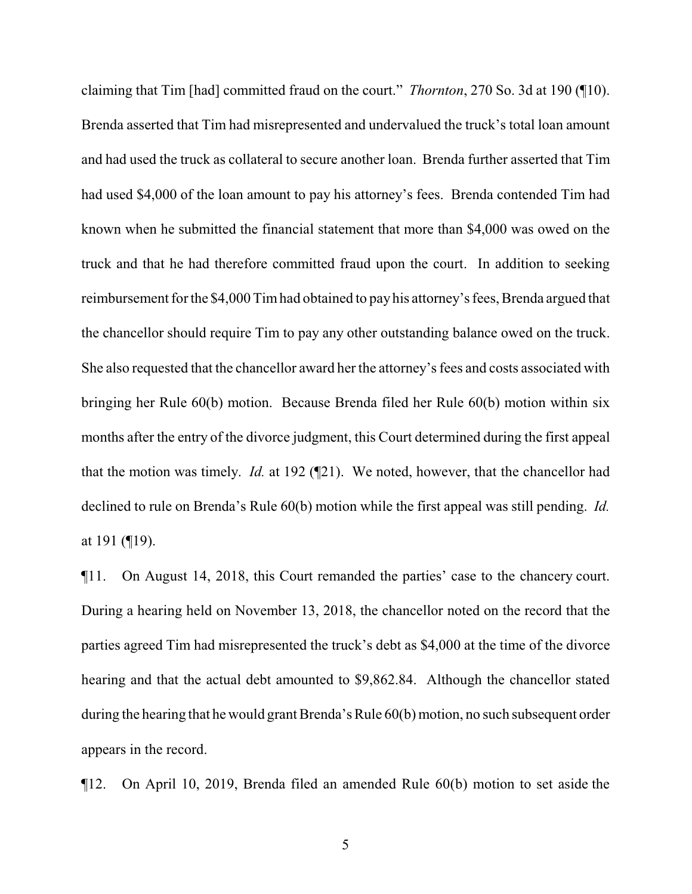claiming that Tim [had] committed fraud on the court." *Thornton*, 270 So. 3d at 190 (¶10). Brenda asserted that Tim had misrepresented and undervalued the truck's total loan amount and had used the truck as collateral to secure another loan. Brenda further asserted that Tim had used $4,000 of the loan amount to pay his attorney's fees. Brenda contended Tim had known when he submitted the financial statement that more than $4,000 was owed on the truck and that he had therefore committed fraud upon the court. In addition to seeking reimbursement for the $4,000 Tim had obtained to pay his attorney's fees, Brenda argued that the chancellor should require Tim to pay any other outstanding balance owed on the truck. She also requested that the chancellor award her the attorney's fees and costs associated with bringing her Rule 60(b) motion. Because Brenda filed her Rule 60(b) motion within six months after the entry of the divorce judgment, this Court determined during the first appeal that the motion was timely. *Id.* at 192 (¶21). We noted, however, that the chancellor had declined to rule on Brenda's Rule 60(b) motion while the first appeal was still pending. *Id.* at 191 (¶19).

¶11. On August 14, 2018, this Court remanded the parties' case to the chancery court. During a hearing held on November 13, 2018, the chancellor noted on the record that the parties agreed Tim had misrepresented the truck's debt as $4,000 at the time of the divorce hearing and that the actual debt amounted to $9,862.84. Although the chancellor stated during the hearing that he would grant Brenda's Rule 60(b) motion, no such subsequent order appears in the record.

¶12. On April 10, 2019, Brenda filed an amended Rule 60(b) motion to set aside the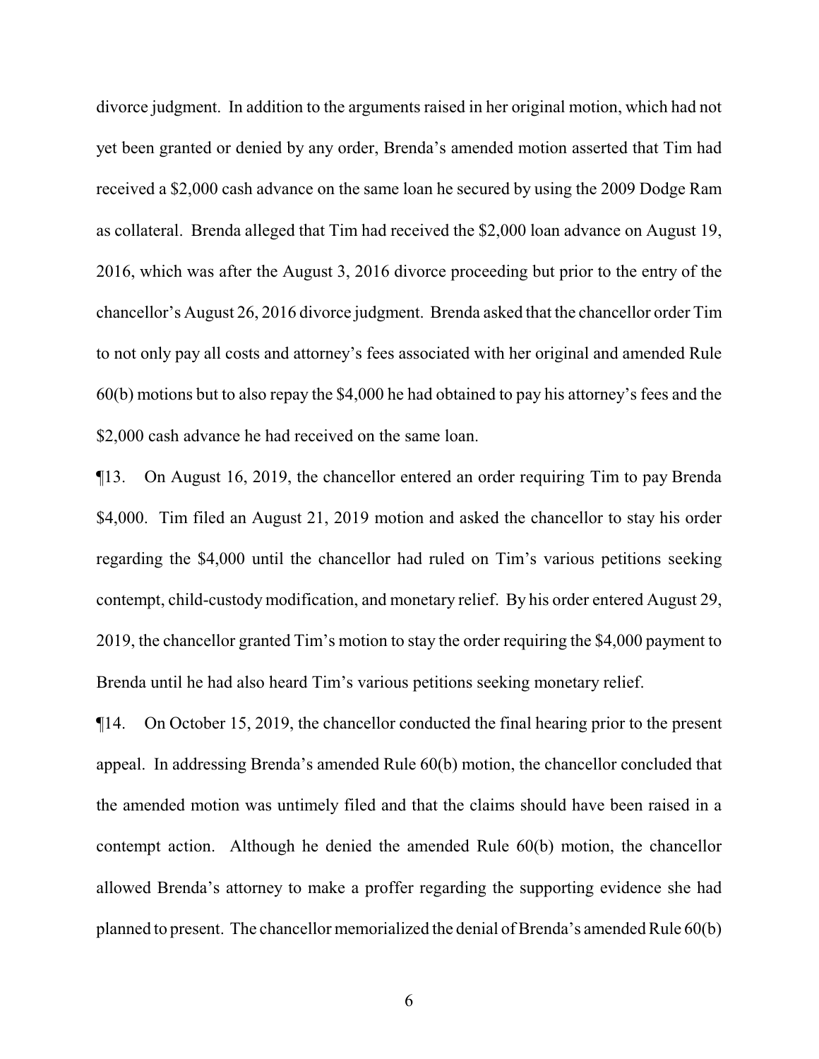divorce judgment. In addition to the arguments raised in her original motion, which had not yet been granted or denied by any order, Brenda's amended motion asserted that Tim had received a $2,000 cash advance on the same loan he secured by using the 2009 Dodge Ram as collateral. Brenda alleged that Tim had received the $2,000 loan advance on August 19, 2016, which was after the August 3, 2016 divorce proceeding but prior to the entry of the chancellor's August 26, 2016 divorce judgment. Brenda asked that the chancellor order Tim to not only pay all costs and attorney's fees associated with her original and amended Rule 60(b) motions but to also repay the $4,000 he had obtained to pay his attorney's fees and the $2,000 cash advance he had received on the same loan.

¶13. On August 16, 2019, the chancellor entered an order requiring Tim to pay Brenda $4,000. Tim filed an August 21, 2019 motion and asked the chancellor to stay his order regarding the $4,000 until the chancellor had ruled on Tim's various petitions seeking contempt, child-custody modification, and monetary relief. By his order entered August 29, 2019, the chancellor granted Tim's motion to stay the order requiring the $4,000 payment to Brenda until he had also heard Tim's various petitions seeking monetary relief.

¶14. On October 15, 2019, the chancellor conducted the final hearing prior to the present appeal. In addressing Brenda's amended Rule 60(b) motion, the chancellor concluded that the amended motion was untimely filed and that the claims should have been raised in a contempt action. Although he denied the amended Rule 60(b) motion, the chancellor allowed Brenda's attorney to make a proffer regarding the supporting evidence she had planned to present. The chancellor memorialized the denial of Brenda's amended Rule 60(b)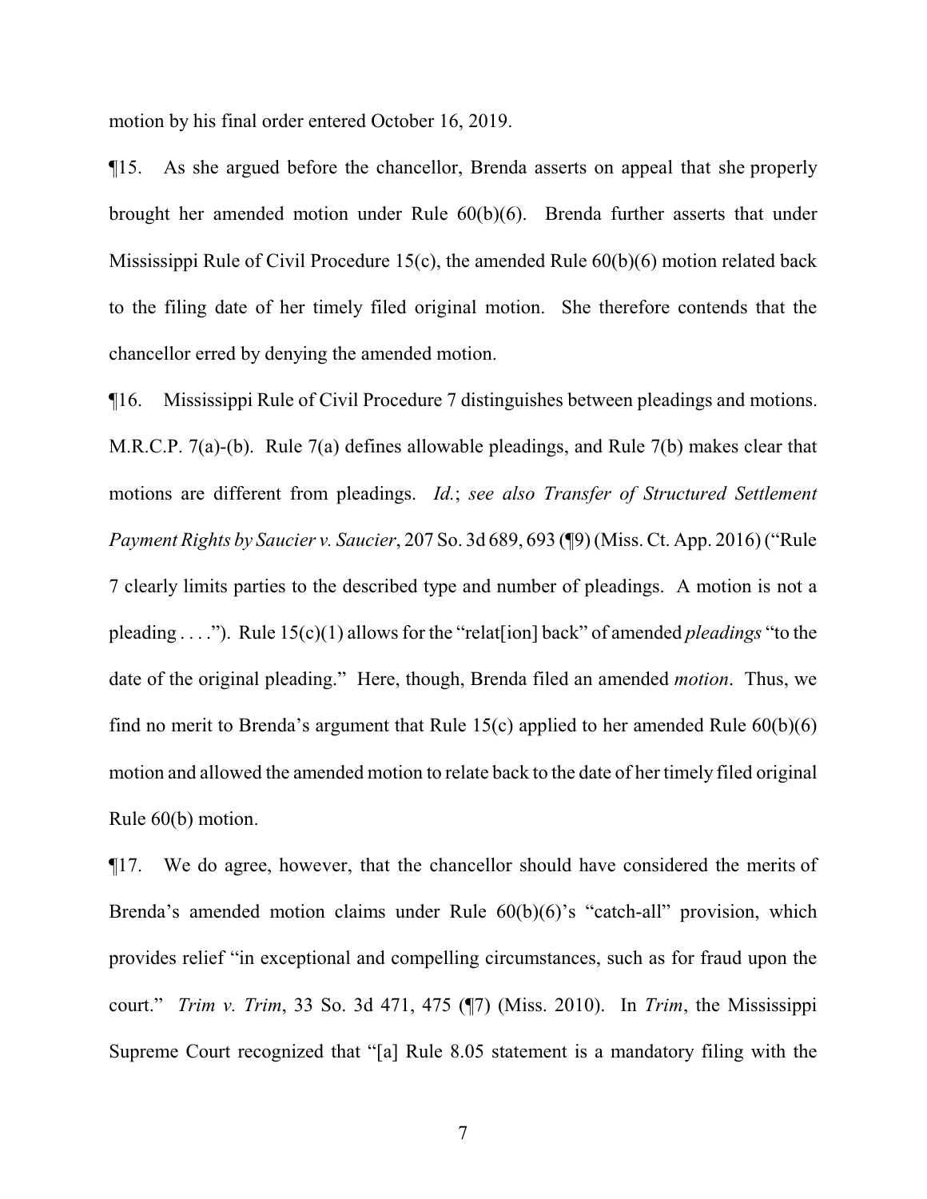motion by his final order entered October 16, 2019.

¶15. As she argued before the chancellor, Brenda asserts on appeal that she properly brought her amended motion under Rule 60(b)(6). Brenda further asserts that under Mississippi Rule of Civil Procedure 15(c), the amended Rule 60(b)(6) motion related back to the filing date of her timely filed original motion. She therefore contends that the chancellor erred by denying the amended motion.

¶16. Mississippi Rule of Civil Procedure 7 distinguishes between pleadings and motions. M.R.C.P. 7(a)-(b). Rule 7(a) defines allowable pleadings, and Rule 7(b) makes clear that motions are different from pleadings. *Id.*; *see also Transfer of Structured Settlement Payment Rights by Saucier v. Saucier*, 207 So. 3d 689, 693 (¶9) (Miss. Ct. App. 2016) ("Rule 7 clearly limits parties to the described type and number of pleadings. A motion is not a pleading . . . ."). Rule 15(c)(1) allows for the "relat[ion] back" of amended *pleadings* "to the date of the original pleading." Here, though, Brenda filed an amended *motion*. Thus, we find no merit to Brenda's argument that Rule 15(c) applied to her amended Rule 60(b)(6) motion and allowed the amended motion to relate back to the date of her timely filed original Rule 60(b) motion.

¶17. We do agree, however, that the chancellor should have considered the merits of Brenda's amended motion claims under Rule 60(b)(6)'s "catch-all" provision, which provides relief "in exceptional and compelling circumstances, such as for fraud upon the court." *Trim v. Trim*, 33 So. 3d 471, 475 (¶7) (Miss. 2010). In *Trim*, the Mississippi Supreme Court recognized that "[a] Rule 8.05 statement is a mandatory filing with the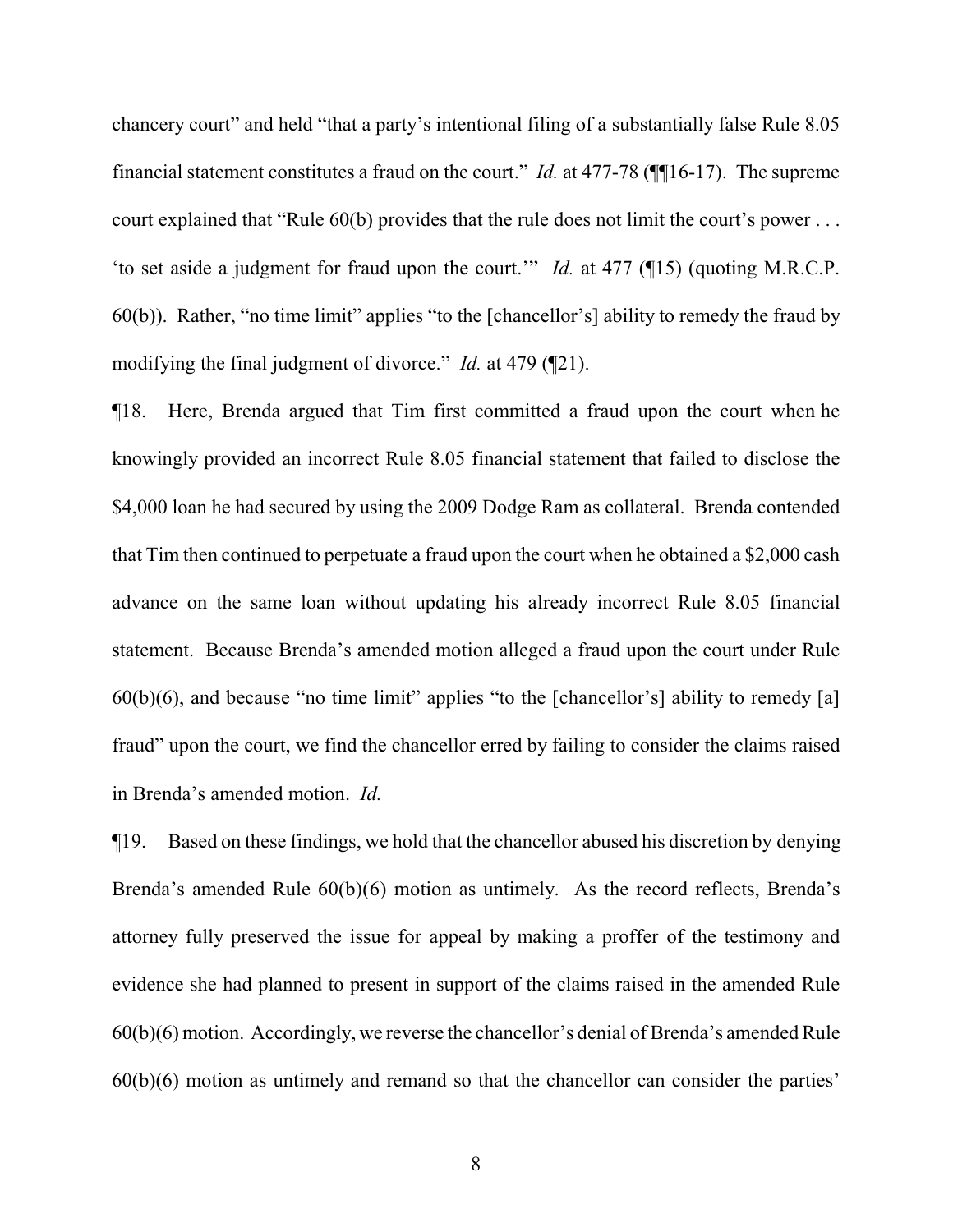chancery court" and held "that a party's intentional filing of a substantially false Rule 8.05 financial statement constitutes a fraud on the court." *Id.* at 477-78 (¶¶16-17). The supreme court explained that "Rule 60(b) provides that the rule does not limit the court's power . . . 'to set aside a judgment for fraud upon the court.'" *Id.* at 477 (¶15) (quoting M.R.C.P. 60(b)). Rather, "no time limit" applies "to the [chancellor's] ability to remedy the fraud by modifying the final judgment of divorce." *Id.* at 479 (¶21).

¶18. Here, Brenda argued that Tim first committed a fraud upon the court when he knowingly provided an incorrect Rule 8.05 financial statement that failed to disclose the $4,000 loan he had secured by using the 2009 Dodge Ram as collateral. Brenda contended that Tim then continued to perpetuate a fraud upon the court when he obtained a $2,000 cash advance on the same loan without updating his already incorrect Rule 8.05 financial statement. Because Brenda's amended motion alleged a fraud upon the court under Rule 60(b)(6), and because "no time limit" applies "to the [chancellor's] ability to remedy [a] fraud" upon the court, we find the chancellor erred by failing to consider the claims raised in Brenda's amended motion. *Id.*

¶19. Based on these findings, we hold that the chancellor abused his discretion by denying Brenda's amended Rule 60(b)(6) motion as untimely. As the record reflects, Brenda's attorney fully preserved the issue for appeal by making a proffer of the testimony and evidence she had planned to present in support of the claims raised in the amended Rule 60(b)(6) motion. Accordingly, we reverse the chancellor's denial of Brenda's amended Rule 60(b)(6) motion as untimely and remand so that the chancellor can consider the parties'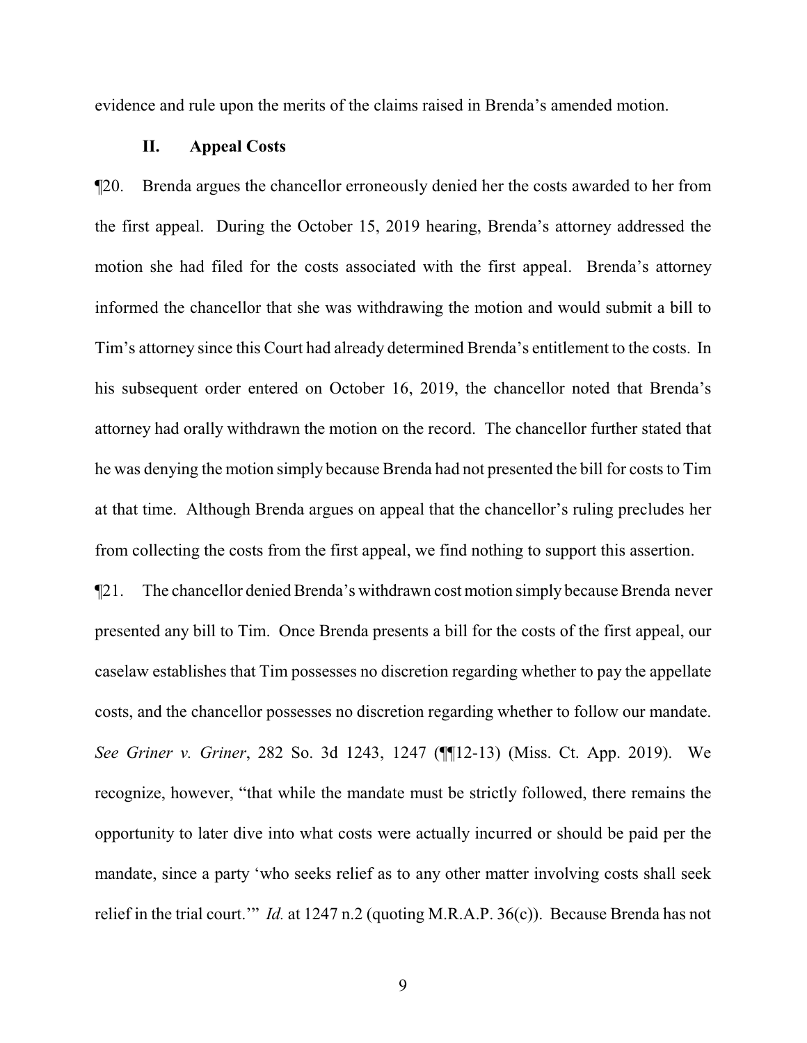evidence and rule upon the merits of the claims raised in Brenda's amended motion.

## II. Appeal Costs

¶20. Brenda argues the chancellor erroneously denied her the costs awarded to her from the first appeal. During the October 15, 2019 hearing, Brenda's attorney addressed the motion she had filed for the costs associated with the first appeal. Brenda's attorney informed the chancellor that she was withdrawing the motion and would submit a bill to Tim's attorney since this Court had already determined Brenda's entitlement to the costs. In his subsequent order entered on October 16, 2019, the chancellor noted that Brenda's attorney had orally withdrawn the motion on the record. The chancellor further stated that he was denying the motion simply because Brenda had not presented the bill for costs to Tim at that time. Although Brenda argues on appeal that the chancellor's ruling precludes her from collecting the costs from the first appeal, we find nothing to support this assertion.

¶21. The chancellor denied Brenda's withdrawn cost motion simply because Brenda never presented any bill to Tim. Once Brenda presents a bill for the costs of the first appeal, our caselaw establishes that Tim possesses no discretion regarding whether to pay the appellate costs, and the chancellor possesses no discretion regarding whether to follow our mandate. *See Griner v. Griner*, 282 So. 3d 1243, 1247 (¶¶12-13) (Miss. Ct. App. 2019). We recognize, however, "that while the mandate must be strictly followed, there remains the opportunity to later dive into what costs were actually incurred or should be paid per the mandate, since a party 'who seeks relief as to any other matter involving costs shall seek relief in the trial court.'" *Id.* at 1247 n.2 (quoting M.R.A.P. 36(c)). Because Brenda has not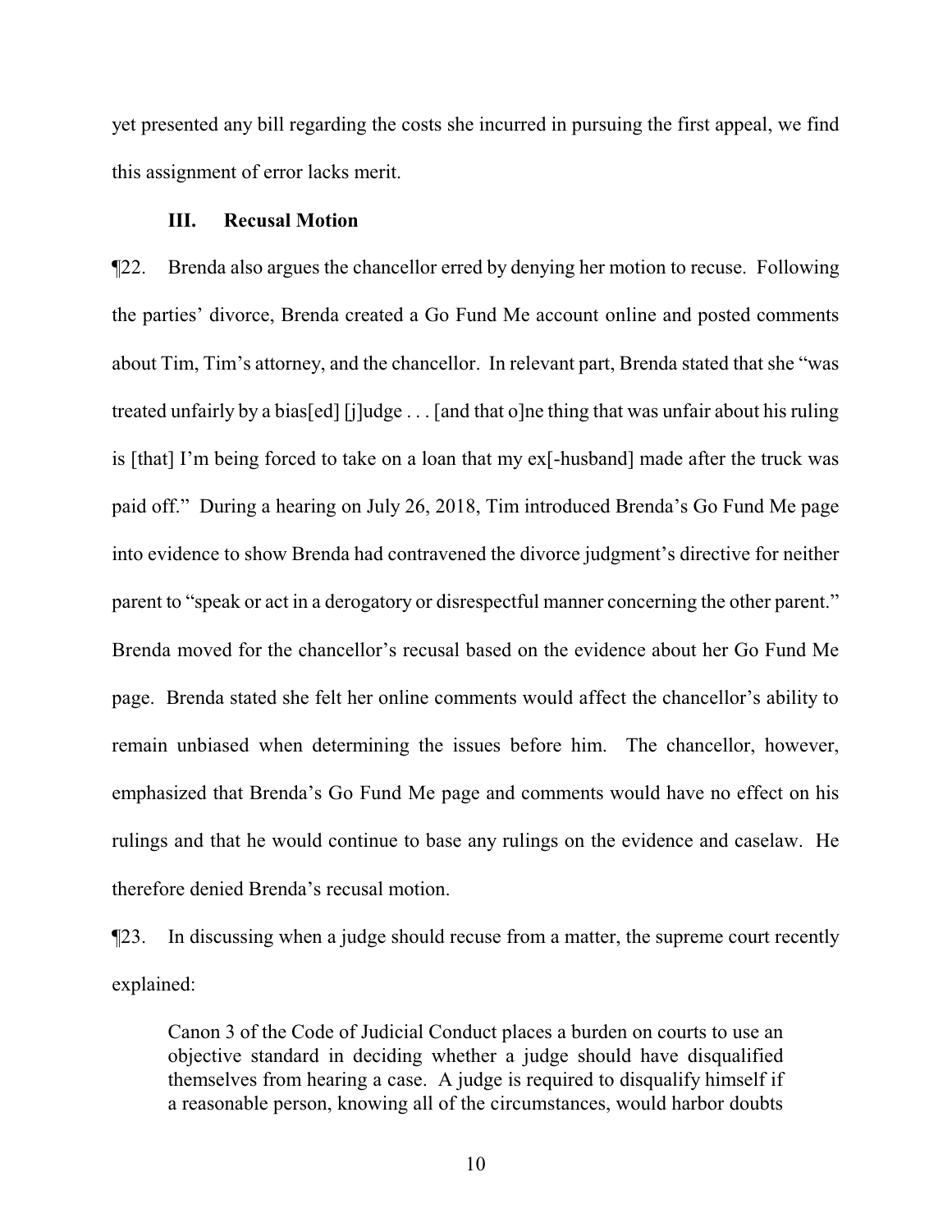yet presented any bill regarding the costs she incurred in pursuing the first appeal, we find this assignment of error lacks merit.

### III. Recusal Motion

¶22. Brenda also argues the chancellor erred by denying her motion to recuse. Following the parties' divorce, Brenda created a Go Fund Me account online and posted comments about Tim, Tim's attorney, and the chancellor. In relevant part, Brenda stated that she "was treated unfairly by a bias[ed] [j]udge . . . [and that o]ne thing that was unfair about his ruling is [that] I'm being forced to take on a loan that my ex[-husband] made after the truck was paid off." During a hearing on July 26, 2018, Tim introduced Brenda's Go Fund Me page into evidence to show Brenda had contravened the divorce judgment's directive for neither parent to "speak or act in a derogatory or disrespectful manner concerning the other parent." Brenda moved for the chancellor's recusal based on the evidence about her Go Fund Me page. Brenda stated she felt her online comments would affect the chancellor's ability to remain unbiased when determining the issues before him. The chancellor, however, emphasized that Brenda's Go Fund Me page and comments would have no effect on his rulings and that he would continue to base any rulings on the evidence and caselaw. He therefore denied Brenda's recusal motion.

¶23. In discussing when a judge should recuse from a matter, the supreme court recently explained:

> Canon 3 of the Code of Judicial Conduct places a burden on courts to use an objective standard in deciding whether a judge should have disqualified themselves from hearing a case. A judge is required to disqualify himself if a reasonable person, knowing all of the circumstances, would harbor doubts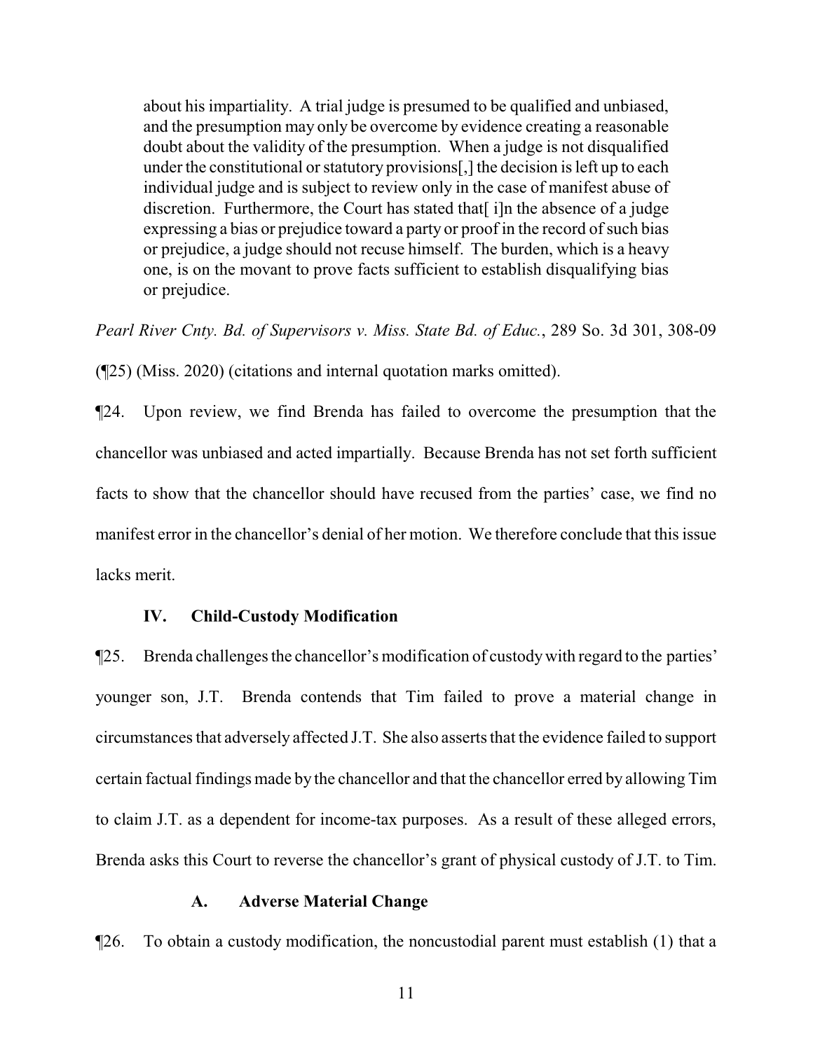> about his impartiality. A trial judge is presumed to be qualified and unbiased, and the presumption may only be overcome by evidence creating a reasonable doubt about the validity of the presumption. When a judge is not disqualified under the constitutional or statutory provisions[,] the decision is left up to each individual judge and is subject to review only in the case of manifest abuse of discretion. Furthermore, the Court has stated that[ i]n the absence of a judge expressing a bias or prejudice toward a party or proof in the record of such bias or prejudice, a judge should not recuse himself. The burden, which is a heavy one, is on the movant to prove facts sufficient to establish disqualifying bias or prejudice.

*Pearl River Cnty. Bd. of Supervisors v. Miss. State Bd. of Educ.*, 289 So. 3d 301, 308-09 (¶25) (Miss. 2020) (citations and internal quotation marks omitted).

¶24. Upon review, we find Brenda has failed to overcome the presumption that the chancellor was unbiased and acted impartially. Because Brenda has not set forth sufficient facts to show that the chancellor should have recused from the parties' case, we find no manifest error in the chancellor's denial of her motion. We therefore conclude that this issue lacks merit.

### IV. Child-Custody Modification

¶25. Brenda challenges the chancellor's modification of custody with regard to the parties' younger son, J.T. Brenda contends that Tim failed to prove a material change in circumstances that adversely affected J.T. She also asserts that the evidence failed to support certain factual findings made by the chancellor and that the chancellor erred by allowing Tim to claim J.T. as a dependent for income-tax purposes. As a result of these alleged errors, Brenda asks this Court to reverse the chancellor's grant of physical custody of J.T. to Tim.

#### A. Adverse Material Change

¶26. To obtain a custody modification, the noncustodial parent must establish (1) that a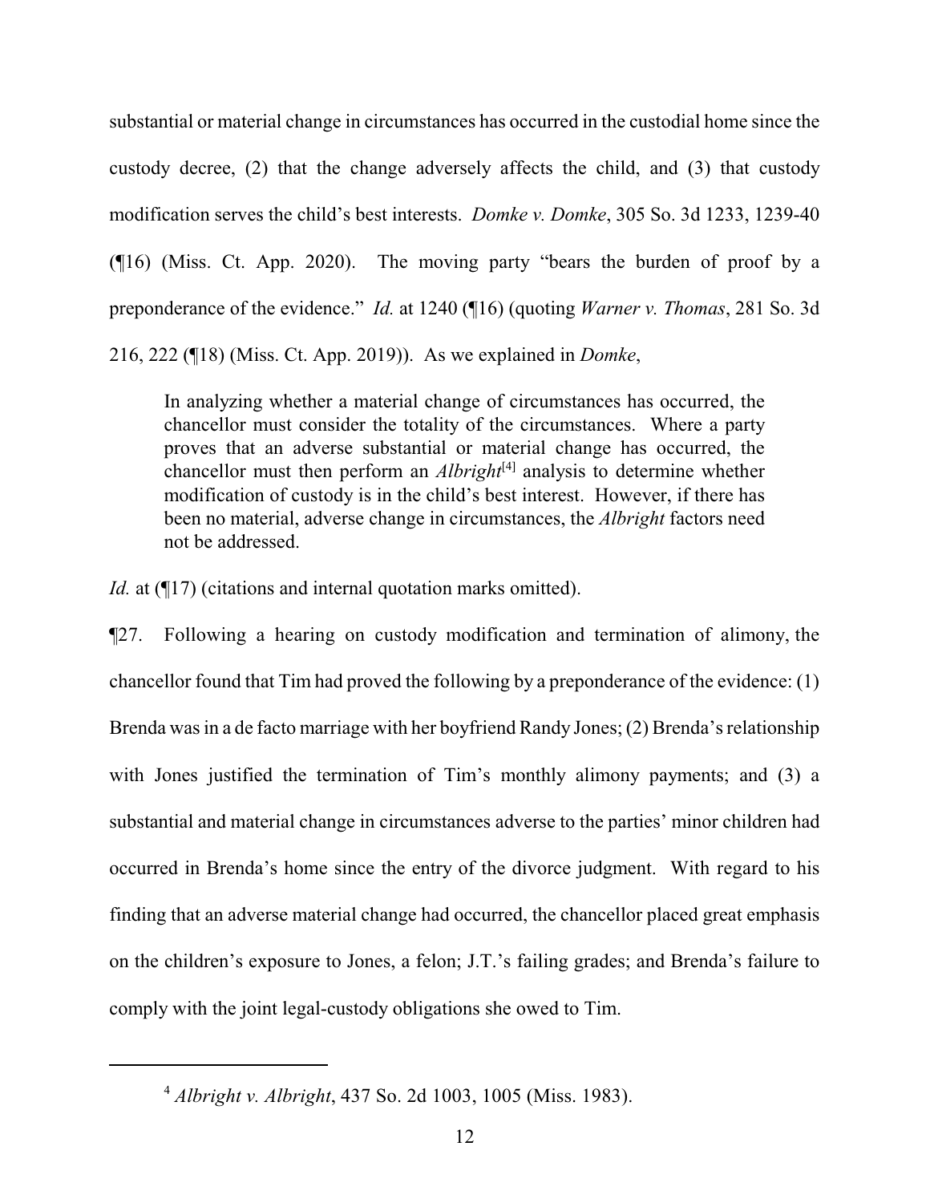substantial or material change in circumstances has occurred in the custodial home since the custody decree, (2) that the change adversely affects the child, and (3) that custody modification serves the child's best interests. *Domke v. Domke*, 305 So. 3d 1233, 1239-40 (¶16) (Miss. Ct. App. 2020). The moving party "bears the burden of proof by a preponderance of the evidence." *Id.* at 1240 (¶16) (quoting *Warner v. Thomas*, 281 So. 3d 216, 222 (¶18) (Miss. Ct. App. 2019)). As we explained in *Domke*,

> In analyzing whether a material change of circumstances has occurred, the chancellor must consider the totality of the circumstances. Where a party proves that an adverse substantial or material change has occurred, the chancellor must then perform an *Albright*[4] analysis to determine whether modification of custody is in the child's best interest. However, if there has been no material, adverse change in circumstances, the *Albright* factors need not be addressed.

*Id.* at (¶17) (citations and internal quotation marks omitted).

¶27. Following a hearing on custody modification and termination of alimony, the chancellor found that Tim had proved the following by a preponderance of the evidence: (1) Brenda was in a de facto marriage with her boyfriend Randy Jones; (2) Brenda's relationship with Jones justified the termination of Tim's monthly alimony payments; and (3) a substantial and material change in circumstances adverse to the parties' minor children had occurred in Brenda's home since the entry of the divorce judgment. With regard to his finding that an adverse material change had occurred, the chancellor placed great emphasis on the children's exposure to Jones, a felon; J.T.'s failing grades; and Brenda's failure to comply with the joint legal-custody obligations she owed to Tim.

---

[4] *Albright v. Albright*, 437 So. 2d 1003, 1005 (Miss. 1983).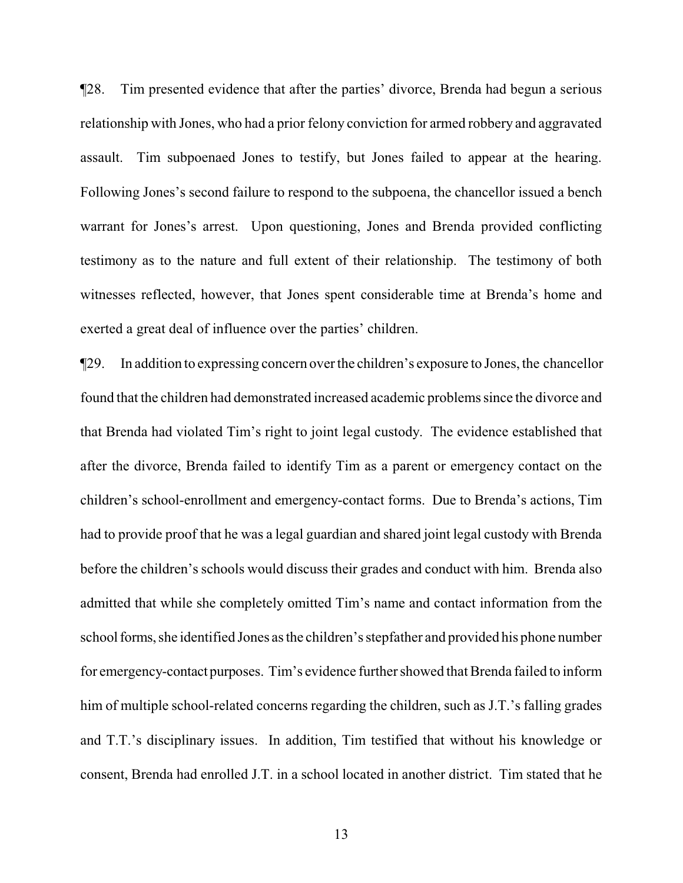¶28. Tim presented evidence that after the parties' divorce, Brenda had begun a serious relationship with Jones, who had a prior felony conviction for armed robbery and aggravated assault. Tim subpoenaed Jones to testify, but Jones failed to appear at the hearing. Following Jones's second failure to respond to the subpoena, the chancellor issued a bench warrant for Jones's arrest. Upon questioning, Jones and Brenda provided conflicting testimony as to the nature and full extent of their relationship. The testimony of both witnesses reflected, however, that Jones spent considerable time at Brenda's home and exerted a great deal of influence over the parties' children.

¶29. In addition to expressing concern over the children's exposure to Jones, the chancellor found that the children had demonstrated increased academic problems since the divorce and that Brenda had violated Tim's right to joint legal custody. The evidence established that after the divorce, Brenda failed to identify Tim as a parent or emergency contact on the children's school-enrollment and emergency-contact forms. Due to Brenda's actions, Tim had to provide proof that he was a legal guardian and shared joint legal custody with Brenda before the children's schools would discuss their grades and conduct with him. Brenda also admitted that while she completely omitted Tim's name and contact information from the school forms, she identified Jones as the children's stepfather and provided his phone number for emergency-contact purposes. Tim's evidence further showed that Brenda failed to inform him of multiple school-related concerns regarding the children, such as J.T.'s falling grades and T.T.'s disciplinary issues. In addition, Tim testified that without his knowledge or consent, Brenda had enrolled J.T. in a school located in another district. Tim stated that he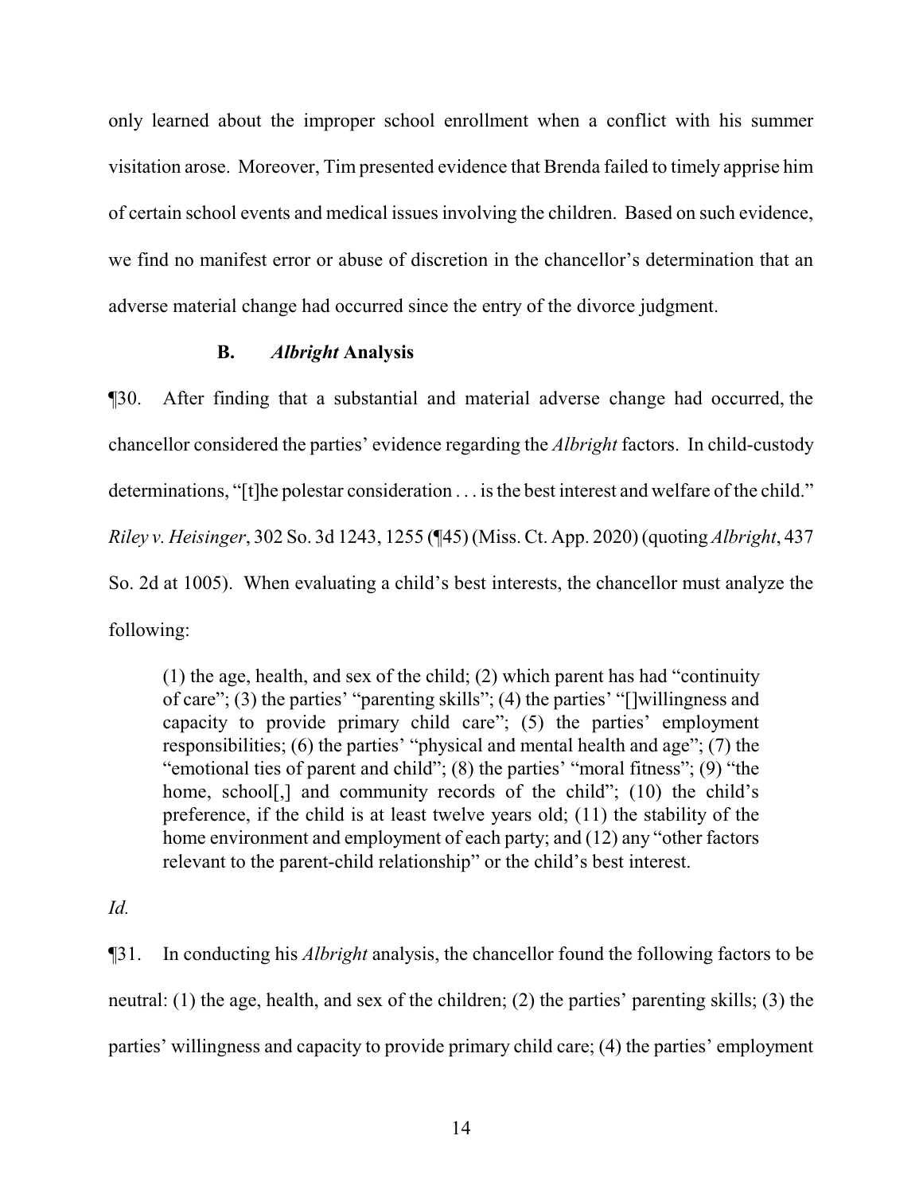only learned about the improper school enrollment when a conflict with his summer visitation arose. Moreover, Tim presented evidence that Brenda failed to timely apprise him of certain school events and medical issues involving the children. Based on such evidence, we find no manifest error or abuse of discretion in the chancellor's determination that an adverse material change had occurred since the entry of the divorce judgment.

### B. *Albright* Analysis

¶30. After finding that a substantial and material adverse change had occurred, the chancellor considered the parties' evidence regarding the *Albright* factors. In child-custody determinations, "[t]he polestar consideration . . . is the best interest and welfare of the child." *Riley v. Heisinger*, 302 So. 3d 1243, 1255 (¶45) (Miss. Ct. App. 2020) (quoting *Albright*, 437 So. 2d at 1005). When evaluating a child's best interests, the chancellor must analyze the following:

> (1) the age, health, and sex of the child; (2) which parent has had "continuity of care"; (3) the parties' "parenting skills"; (4) the parties' "[]willingness and capacity to provide primary child care"; (5) the parties' employment responsibilities; (6) the parties' "physical and mental health and age"; (7) the "emotional ties of parent and child"; (8) the parties' "moral fitness"; (9) "the home, school[,] and community records of the child"; (10) the child's preference, if the child is at least twelve years old; (11) the stability of the home environment and employment of each party; and (12) any "other factors relevant to the parent-child relationship" or the child's best interest.

*Id.*

¶31. In conducting his *Albright* analysis, the chancellor found the following factors to be neutral: (1) the age, health, and sex of the children; (2) the parties' parenting skills; (3) the parties' willingness and capacity to provide primary child care; (4) the parties' employment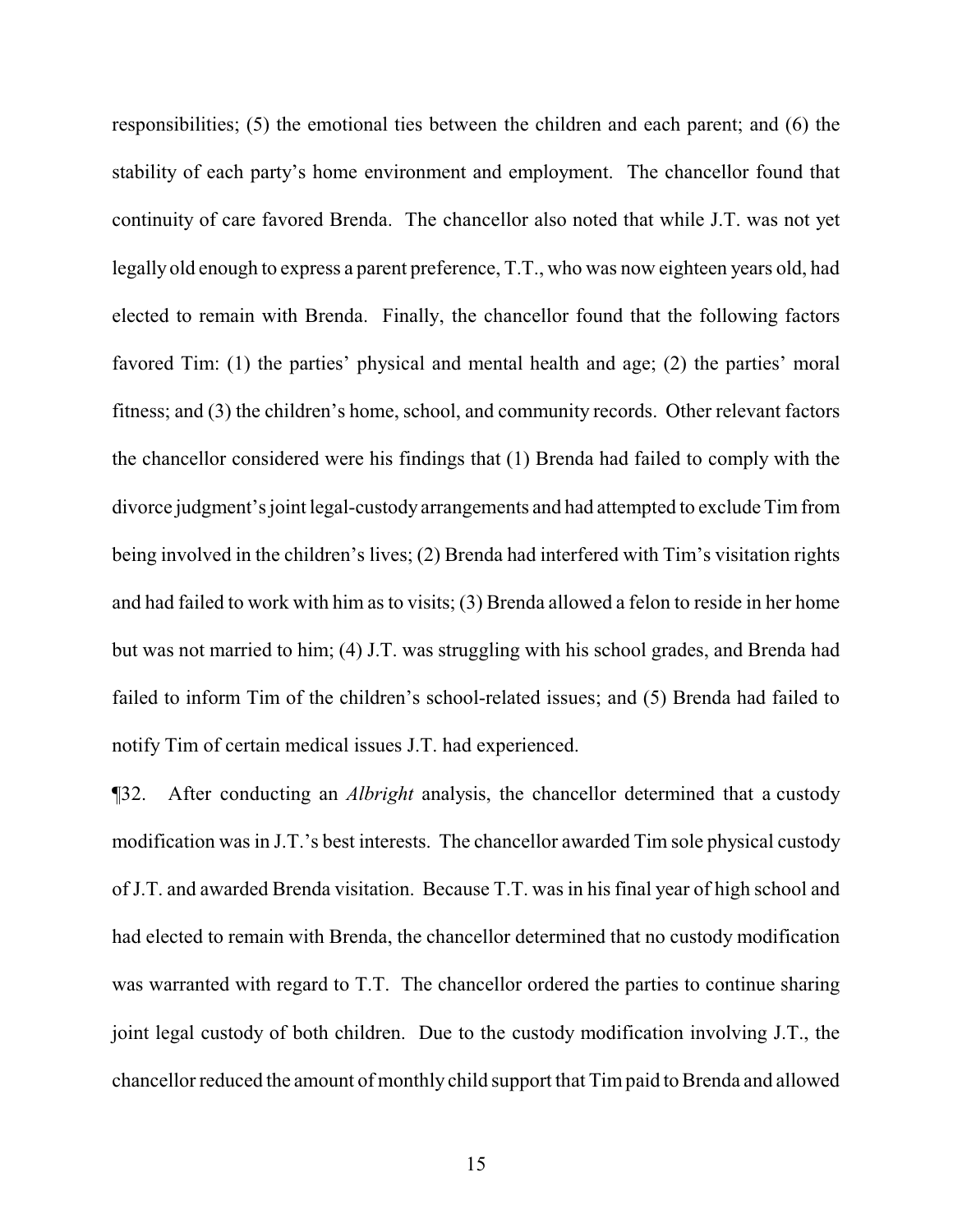responsibilities; (5) the emotional ties between the children and each parent; and (6) the stability of each party's home environment and employment. The chancellor found that continuity of care favored Brenda. The chancellor also noted that while J.T. was not yet legally old enough to express a parent preference, T.T., who was now eighteen years old, had elected to remain with Brenda. Finally, the chancellor found that the following factors favored Tim: (1) the parties' physical and mental health and age; (2) the parties' moral fitness; and (3) the children's home, school, and community records. Other relevant factors the chancellor considered were his findings that (1) Brenda had failed to comply with the divorce judgment's joint legal-custody arrangements and had attempted to exclude Tim from being involved in the children's lives; (2) Brenda had interfered with Tim's visitation rights and had failed to work with him as to visits; (3) Brenda allowed a felon to reside in her home but was not married to him; (4) J.T. was struggling with his school grades, and Brenda had failed to inform Tim of the children's school-related issues; and (5) Brenda had failed to notify Tim of certain medical issues J.T. had experienced.

¶32. After conducting an *Albright* analysis, the chancellor determined that a custody modification was in J.T.'s best interests. The chancellor awarded Tim sole physical custody of J.T. and awarded Brenda visitation. Because T.T. was in his final year of high school and had elected to remain with Brenda, the chancellor determined that no custody modification was warranted with regard to T.T. The chancellor ordered the parties to continue sharing joint legal custody of both children. Due to the custody modification involving J.T., the chancellor reduced the amount of monthly child support that Tim paid to Brenda and allowed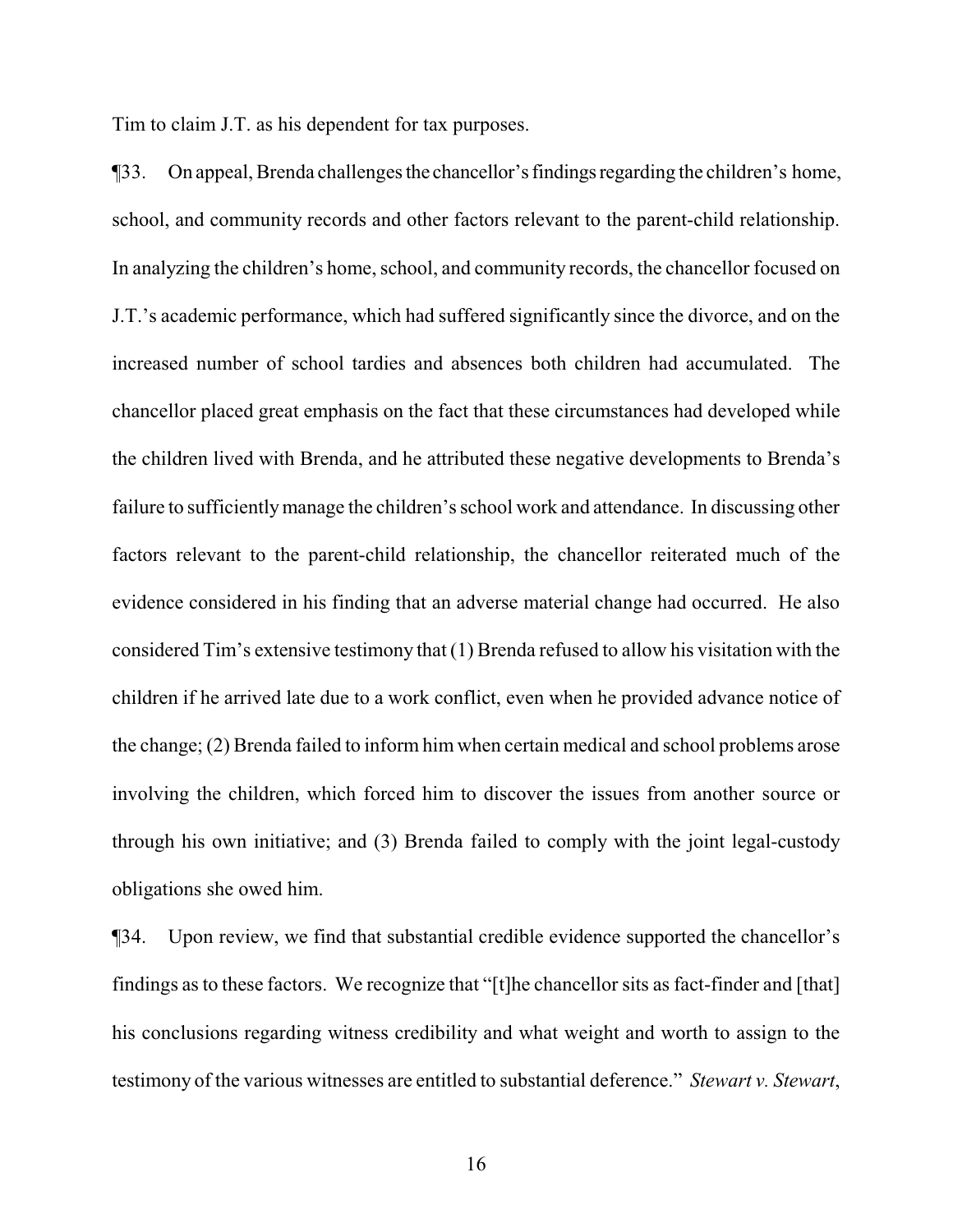Tim to claim J.T. as his dependent for tax purposes.

¶33. On appeal, Brenda challenges the chancellor's findings regarding the children's home, school, and community records and other factors relevant to the parent-child relationship. In analyzing the children's home, school, and community records, the chancellor focused on J.T.'s academic performance, which had suffered significantly since the divorce, and on the increased number of school tardies and absences both children had accumulated. The chancellor placed great emphasis on the fact that these circumstances had developed while the children lived with Brenda, and he attributed these negative developments to Brenda's failure to sufficiently manage the children's school work and attendance. In discussing other factors relevant to the parent-child relationship, the chancellor reiterated much of the evidence considered in his finding that an adverse material change had occurred. He also considered Tim's extensive testimony that (1) Brenda refused to allow his visitation with the children if he arrived late due to a work conflict, even when he provided advance notice of the change; (2) Brenda failed to inform him when certain medical and school problems arose involving the children, which forced him to discover the issues from another source or through his own initiative; and (3) Brenda failed to comply with the joint legal-custody obligations she owed him.

¶34. Upon review, we find that substantial credible evidence supported the chancellor's findings as to these factors. We recognize that "[t]he chancellor sits as fact-finder and [that] his conclusions regarding witness credibility and what weight and worth to assign to the testimony of the various witnesses are entitled to substantial deference." *Stewart v. Stewart*,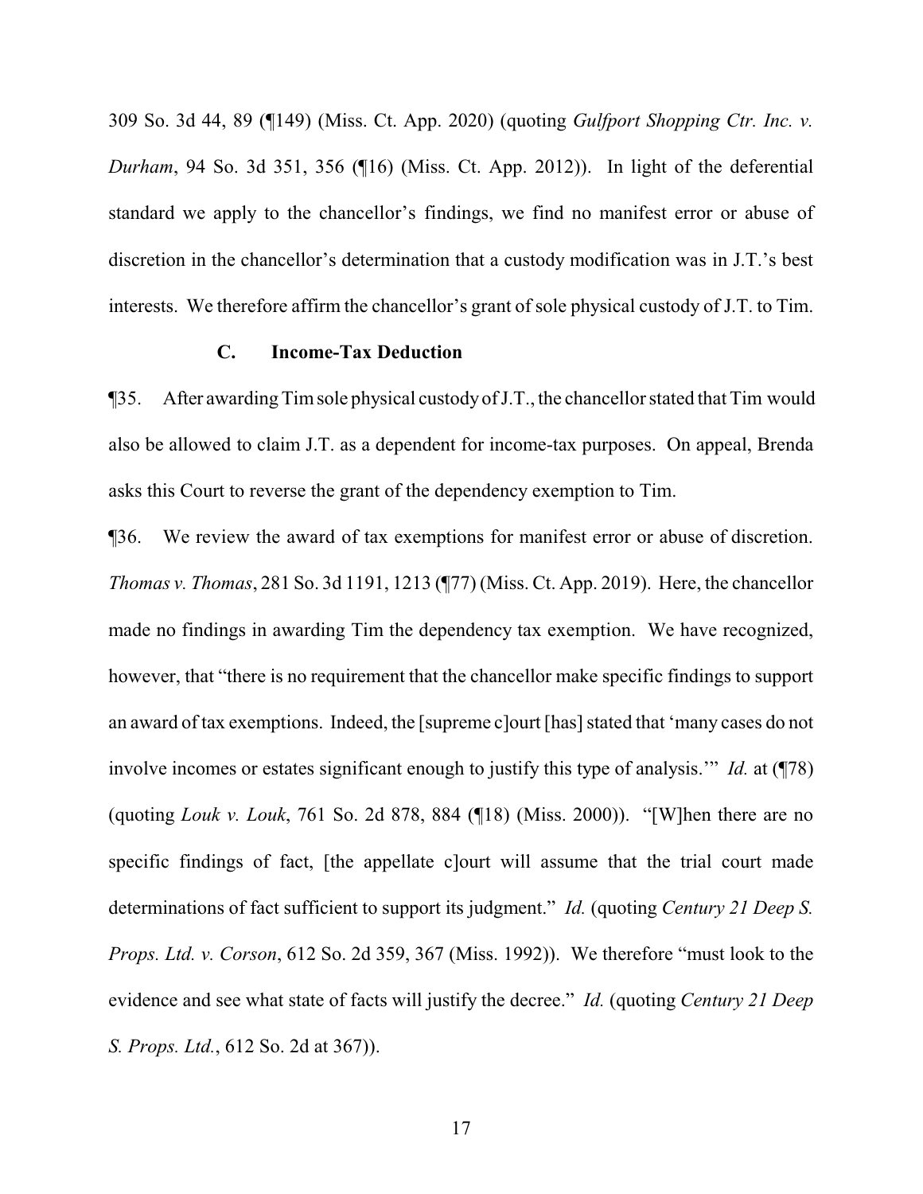309 So. 3d 44, 89 (¶149) (Miss. Ct. App. 2020) (quoting *Gulfport Shopping Ctr. Inc. v. Durham*, 94 So. 3d 351, 356 (¶16) (Miss. Ct. App. 2012)). In light of the deferential standard we apply to the chancellor's findings, we find no manifest error or abuse of discretion in the chancellor's determination that a custody modification was in J.T.'s best interests. We therefore affirm the chancellor's grant of sole physical custody of J.T. to Tim.

### C. Income-Tax Deduction

¶35. After awarding Tim sole physical custody of J.T., the chancellor stated that Tim would also be allowed to claim J.T. as a dependent for income-tax purposes. On appeal, Brenda asks this Court to reverse the grant of the dependency exemption to Tim.

¶36. We review the award of tax exemptions for manifest error or abuse of discretion. *Thomas v. Thomas*, 281 So. 3d 1191, 1213 (¶77) (Miss. Ct. App. 2019). Here, the chancellor made no findings in awarding Tim the dependency tax exemption. We have recognized, however, that "there is no requirement that the chancellor make specific findings to support an award of tax exemptions. Indeed, the [supreme c]ourt [has] stated that 'many cases do not involve incomes or estates significant enough to justify this type of analysis.'" *Id.* at (¶78) (quoting *Louk v. Louk*, 761 So. 2d 878, 884 (¶18) (Miss. 2000)). "[W]hen there are no specific findings of fact, [the appellate c]ourt will assume that the trial court made determinations of fact sufficient to support its judgment." *Id.* (quoting *Century 21 Deep S. Props. Ltd. v. Corson*, 612 So. 2d 359, 367 (Miss. 1992)). We therefore "must look to the evidence and see what state of facts will justify the decree." *Id.* (quoting *Century 21 Deep S. Props. Ltd.*, 612 So. 2d at 367)).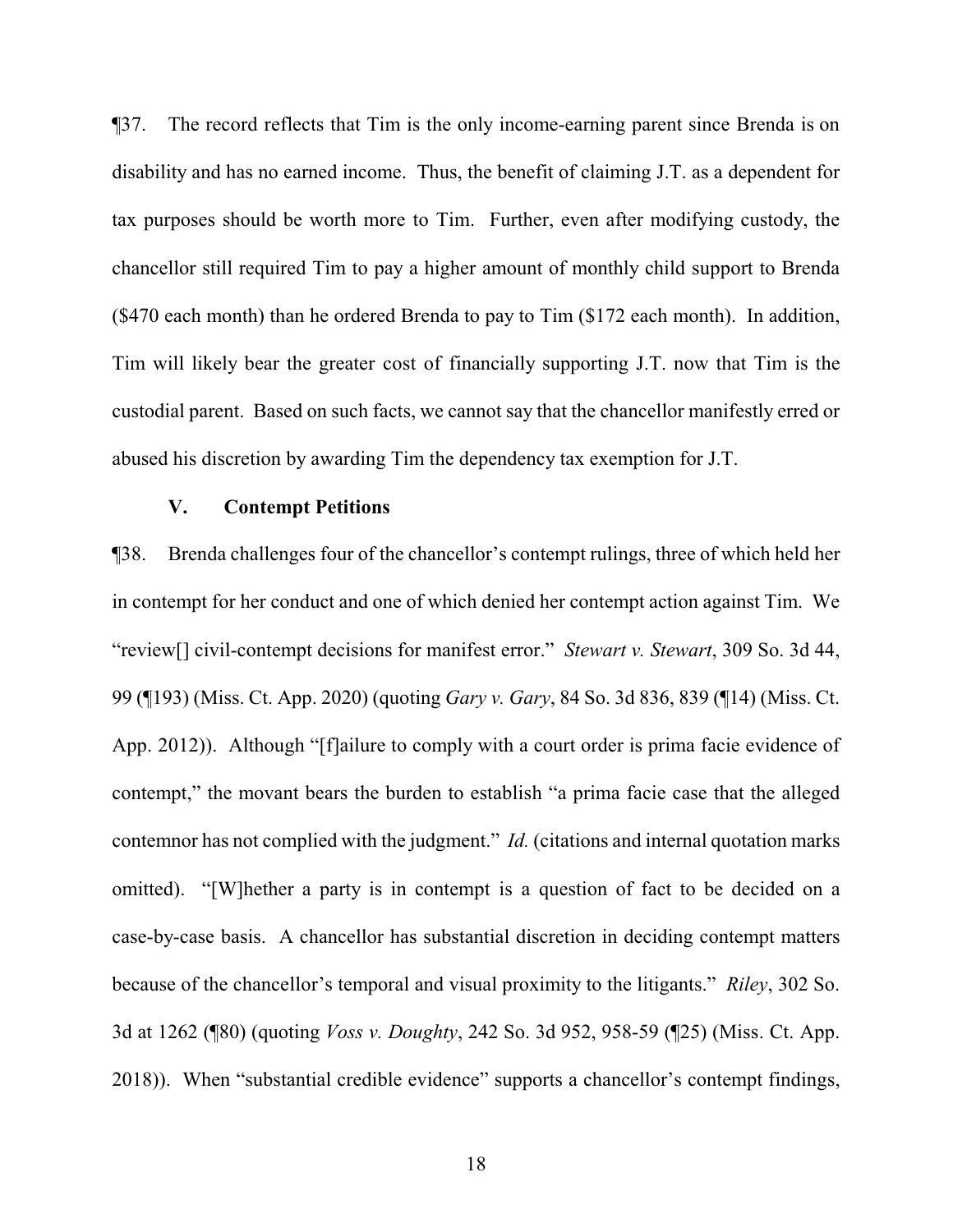¶37. The record reflects that Tim is the only income-earning parent since Brenda is on disability and has no earned income. Thus, the benefit of claiming J.T. as a dependent for tax purposes should be worth more to Tim. Further, even after modifying custody, the chancellor still required Tim to pay a higher amount of monthly child support to Brenda ($470 each month) than he ordered Brenda to pay to Tim ($172 each month). In addition, Tim will likely bear the greater cost of financially supporting J.T. now that Tim is the custodial parent. Based on such facts, we cannot say that the chancellor manifestly erred or abused his discretion by awarding Tim the dependency tax exemption for J.T.

## V. Contempt Petitions

¶38. Brenda challenges four of the chancellor's contempt rulings, three of which held her in contempt for her conduct and one of which denied her contempt action against Tim. We "review[] civil-contempt decisions for manifest error." *Stewart v. Stewart*, 309 So. 3d 44, 99 (¶193) (Miss. Ct. App. 2020) (quoting *Gary v. Gary*, 84 So. 3d 836, 839 (¶14) (Miss. Ct. App. 2012)). Although "[f]ailure to comply with a court order is prima facie evidence of contempt," the movant bears the burden to establish "a prima facie case that the alleged contemnor has not complied with the judgment." *Id.* (citations and internal quotation marks omitted). "[W]hether a party is in contempt is a question of fact to be decided on a case-by-case basis. A chancellor has substantial discretion in deciding contempt matters because of the chancellor's temporal and visual proximity to the litigants." *Riley*, 302 So. 3d at 1262 (¶80) (quoting *Voss v. Doughty*, 242 So. 3d 952, 958-59 (¶25) (Miss. Ct. App. 2018)). When "substantial credible evidence" supports a chancellor's contempt findings,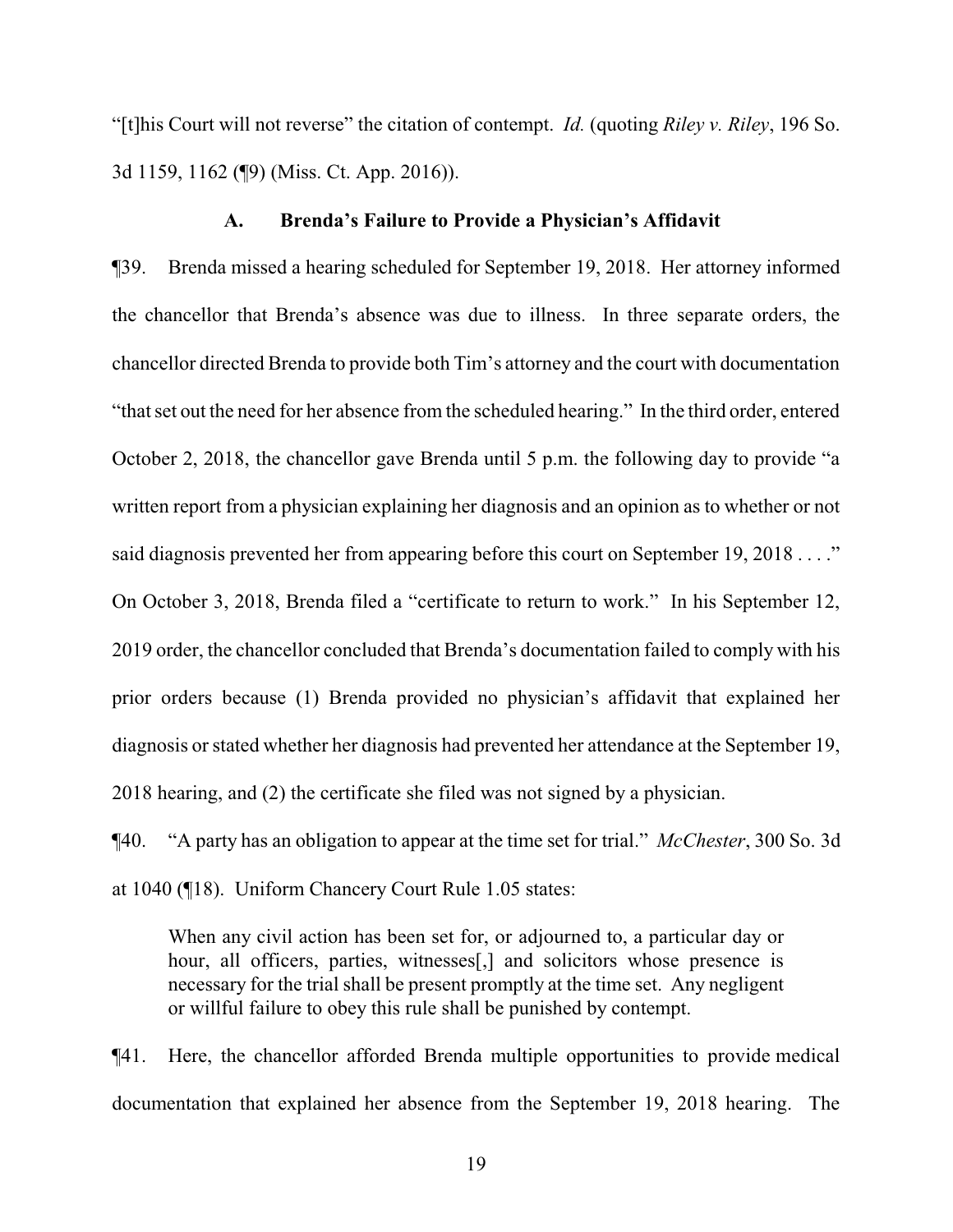"[t]his Court will not reverse" the citation of contempt. *Id.* (quoting *Riley v. Riley*, 196 So. 3d 1159, 1162 (¶9) (Miss. Ct. App. 2016)).

### A. Brenda's Failure to Provide a Physician's Affidavit

¶39. Brenda missed a hearing scheduled for September 19, 2018. Her attorney informed the chancellor that Brenda's absence was due to illness. In three separate orders, the chancellor directed Brenda to provide both Tim's attorney and the court with documentation "that set out the need for her absence from the scheduled hearing." In the third order, entered October 2, 2018, the chancellor gave Brenda until 5 p.m. the following day to provide "a written report from a physician explaining her diagnosis and an opinion as to whether or not said diagnosis prevented her from appearing before this court on September 19, 2018 . . . ." On October 3, 2018, Brenda filed a "certificate to return to work." In his September 12, 2019 order, the chancellor concluded that Brenda's documentation failed to comply with his prior orders because (1) Brenda provided no physician's affidavit that explained her diagnosis or stated whether her diagnosis had prevented her attendance at the September 19, 2018 hearing, and (2) the certificate she filed was not signed by a physician.

¶40. "A party has an obligation to appear at the time set for trial." *McChester*, 300 So. 3d at 1040 (¶18). Uniform Chancery Court Rule 1.05 states:

> When any civil action has been set for, or adjourned to, a particular day or hour, all officers, parties, witnesses[,] and solicitors whose presence is necessary for the trial shall be present promptly at the time set. Any negligent or willful failure to obey this rule shall be punished by contempt.

¶41. Here, the chancellor afforded Brenda multiple opportunities to provide medical documentation that explained her absence from the September 19, 2018 hearing. The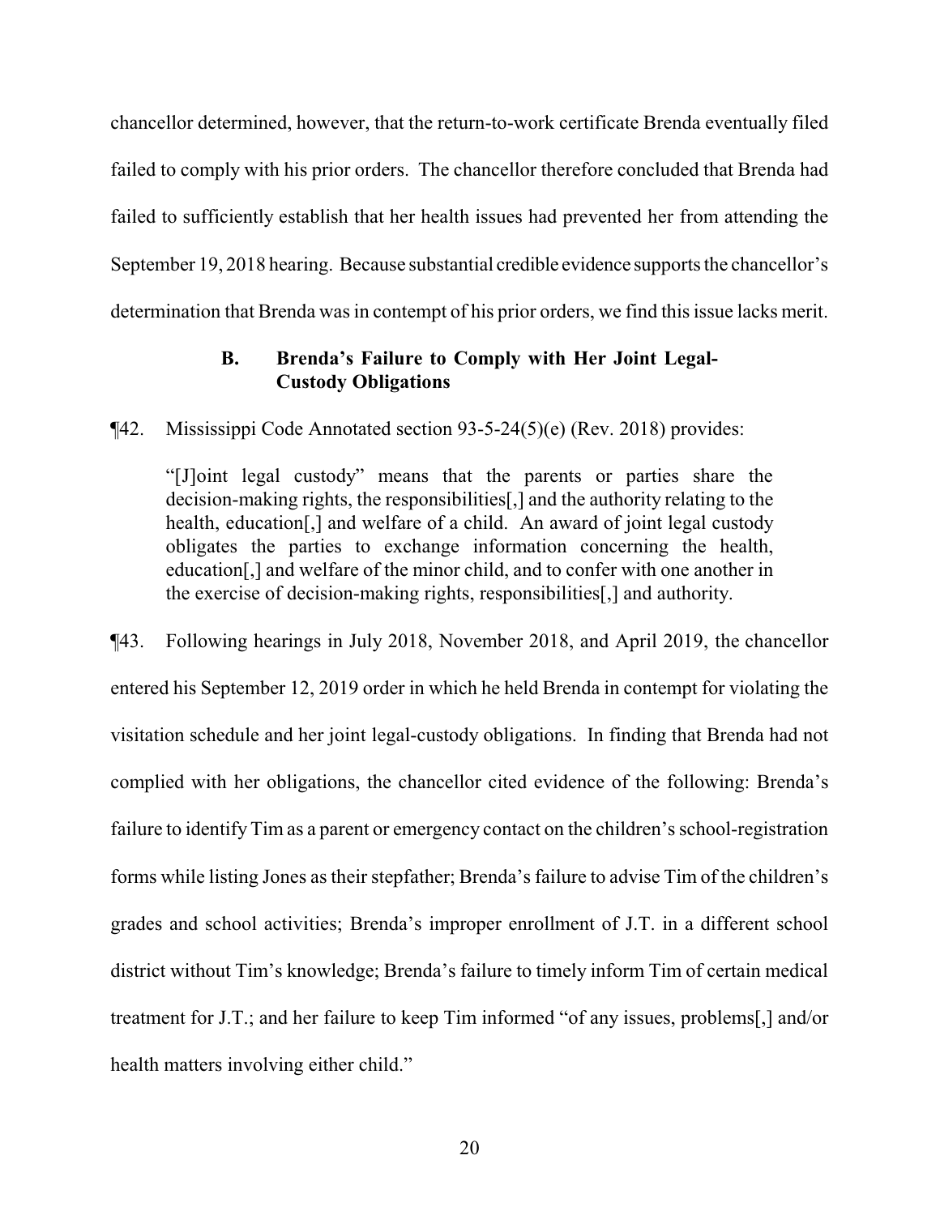chancellor determined, however, that the return-to-work certificate Brenda eventually filed failed to comply with his prior orders. The chancellor therefore concluded that Brenda had failed to sufficiently establish that her health issues had prevented her from attending the September 19, 2018 hearing. Because substantial credible evidence supports the chancellor's determination that Brenda was in contempt of his prior orders, we find this issue lacks merit.

### B. Brenda's Failure to Comply with Her Joint Legal-Custody Obligations

¶42. Mississippi Code Annotated section 93-5-24(5)(e) (Rev. 2018) provides:

> "[J]oint legal custody" means that the parents or parties share the decision-making rights, the responsibilities[,] and the authority relating to the health, education[,] and welfare of a child. An award of joint legal custody obligates the parties to exchange information concerning the health, education[,] and welfare of the minor child, and to confer with one another in the exercise of decision-making rights, responsibilities[,] and authority.

¶43. Following hearings in July 2018, November 2018, and April 2019, the chancellor entered his September 12, 2019 order in which he held Brenda in contempt for violating the visitation schedule and her joint legal-custody obligations. In finding that Brenda had not complied with her obligations, the chancellor cited evidence of the following: Brenda's failure to identify Tim as a parent or emergency contact on the children's school-registration forms while listing Jones as their stepfather; Brenda's failure to advise Tim of the children's grades and school activities; Brenda's improper enrollment of J.T. in a different school district without Tim's knowledge; Brenda's failure to timely inform Tim of certain medical treatment for J.T.; and her failure to keep Tim informed "of any issues, problems[,] and/or health matters involving either child."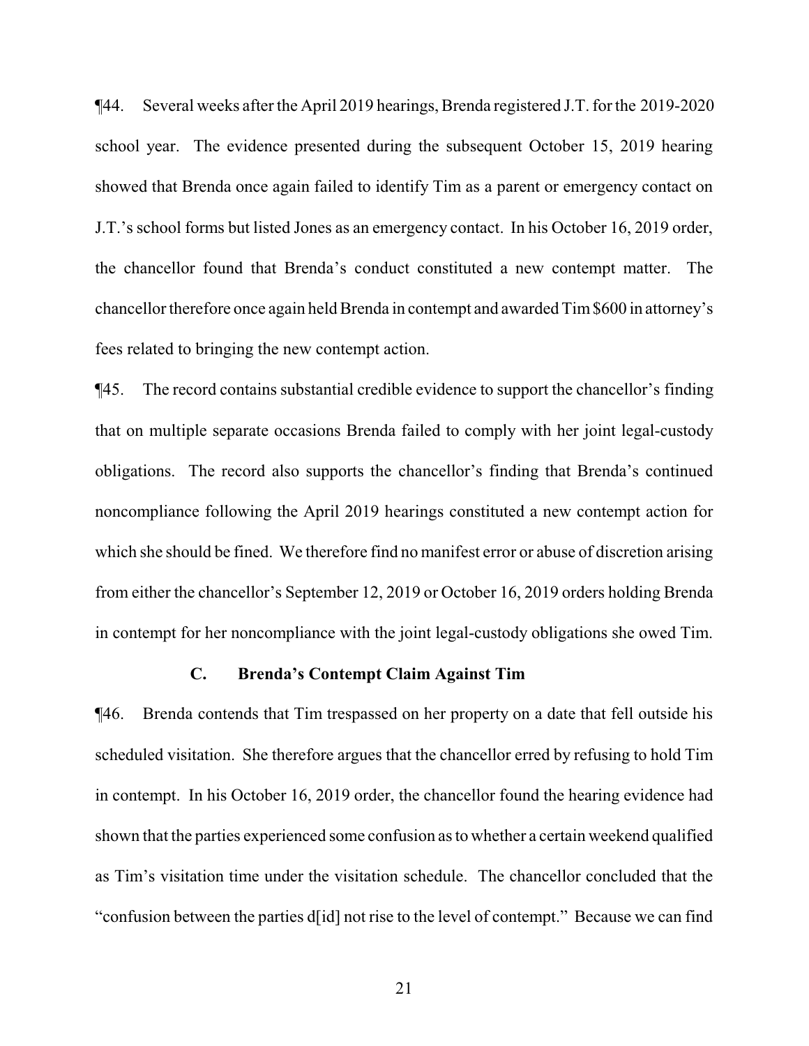¶44. Several weeks after the April 2019 hearings, Brenda registered J.T. for the 2019-2020 school year. The evidence presented during the subsequent October 15, 2019 hearing showed that Brenda once again failed to identify Tim as a parent or emergency contact on J.T.'s school forms but listed Jones as an emergency contact. In his October 16, 2019 order, the chancellor found that Brenda's conduct constituted a new contempt matter. The chancellor therefore once again held Brenda in contempt and awarded Tim $600 in attorney's fees related to bringing the new contempt action.

¶45. The record contains substantial credible evidence to support the chancellor's finding that on multiple separate occasions Brenda failed to comply with her joint legal-custody obligations. The record also supports the chancellor's finding that Brenda's continued noncompliance following the April 2019 hearings constituted a new contempt action for which she should be fined. We therefore find no manifest error or abuse of discretion arising from either the chancellor's September 12, 2019 or October 16, 2019 orders holding Brenda in contempt for her noncompliance with the joint legal-custody obligations she owed Tim.

### C. Brenda's Contempt Claim Against Tim

¶46. Brenda contends that Tim trespassed on her property on a date that fell outside his scheduled visitation. She therefore argues that the chancellor erred by refusing to hold Tim in contempt. In his October 16, 2019 order, the chancellor found the hearing evidence had shown that the parties experienced some confusion as to whether a certain weekend qualified as Tim's visitation time under the visitation schedule. The chancellor concluded that the "confusion between the parties d[id] not rise to the level of contempt." Because we can find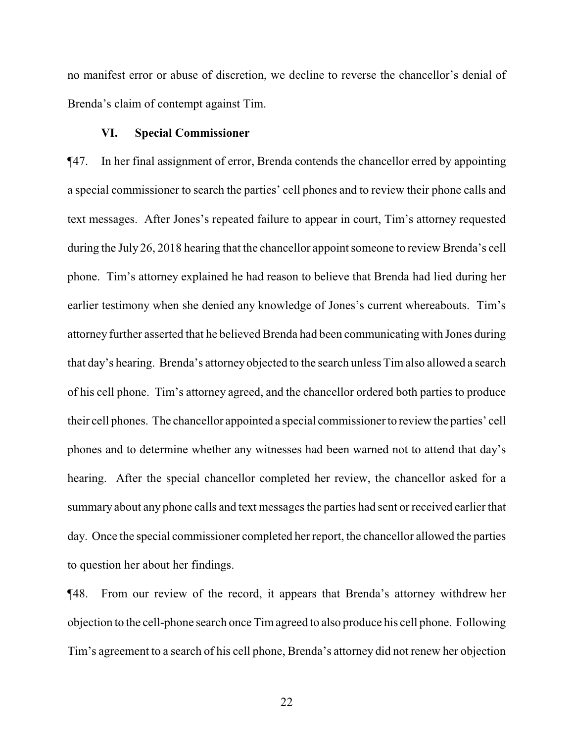no manifest error or abuse of discretion, we decline to reverse the chancellor's denial of Brenda's claim of contempt against Tim.

## VI. Special Commissioner

¶47. In her final assignment of error, Brenda contends the chancellor erred by appointing a special commissioner to search the parties' cell phones and to review their phone calls and text messages. After Jones's repeated failure to appear in court, Tim's attorney requested during the July 26, 2018 hearing that the chancellor appoint someone to review Brenda's cell phone. Tim's attorney explained he had reason to believe that Brenda had lied during her earlier testimony when she denied any knowledge of Jones's current whereabouts. Tim's attorney further asserted that he believed Brenda had been communicating with Jones during that day's hearing. Brenda's attorney objected to the search unless Tim also allowed a search of his cell phone. Tim's attorney agreed, and the chancellor ordered both parties to produce their cell phones. The chancellor appointed a special commissioner to review the parties' cell phones and to determine whether any witnesses had been warned not to attend that day's hearing. After the special chancellor completed her review, the chancellor asked for a summary about any phone calls and text messages the parties had sent or received earlier that day. Once the special commissioner completed her report, the chancellor allowed the parties to question her about her findings.

¶48. From our review of the record, it appears that Brenda's attorney withdrew her objection to the cell-phone search once Tim agreed to also produce his cell phone. Following Tim's agreement to a search of his cell phone, Brenda's attorney did not renew her objection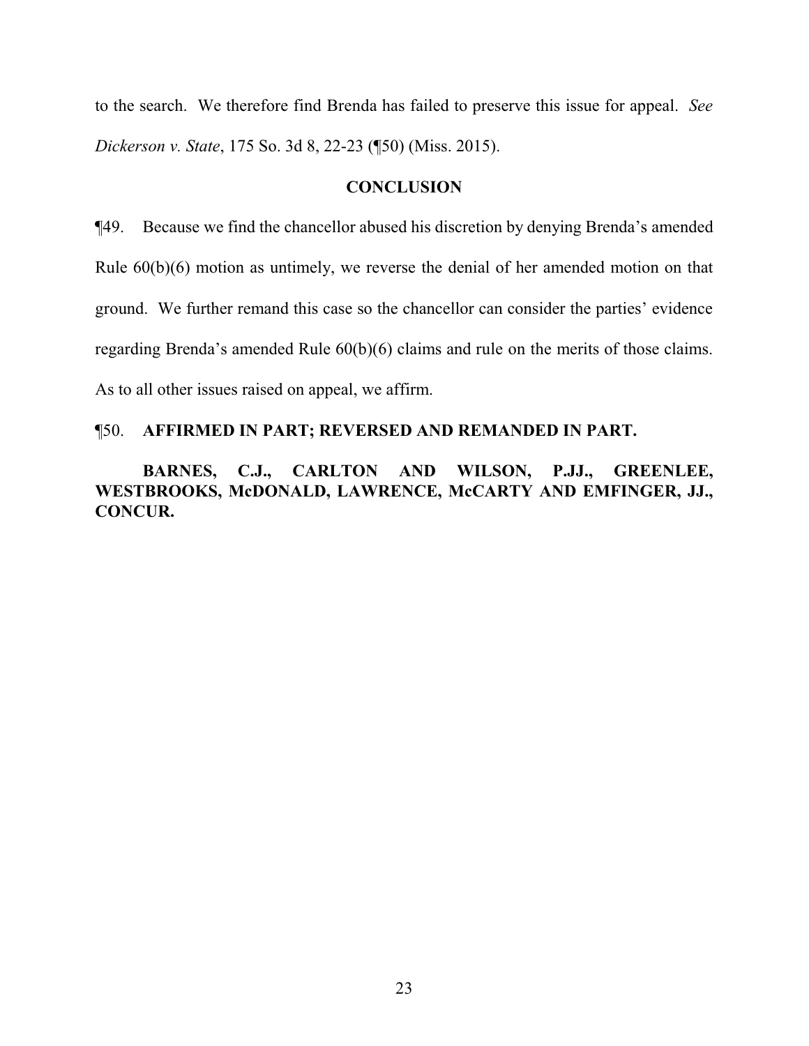to the search. We therefore find Brenda has failed to preserve this issue for appeal. *See Dickerson v. State*, 175 So. 3d 8, 22-23 (¶50) (Miss. 2015).

## CONCLUSION

¶49. Because we find the chancellor abused his discretion by denying Brenda's amended Rule 60(b)(6) motion as untimely, we reverse the denial of her amended motion on that ground. We further remand this case so the chancellor can consider the parties' evidence regarding Brenda's amended Rule 60(b)(6) claims and rule on the merits of those claims. As to all other issues raised on appeal, we affirm.

¶50. **AFFIRMED IN PART; REVERSED AND REMANDED IN PART.**

**BARNES, C.J., CARLTON AND WILSON, P.JJ., GREENLEE, WESTBROOKS, McDONALD, LAWRENCE, McCARTY AND EMFINGER, JJ., CONCUR.**